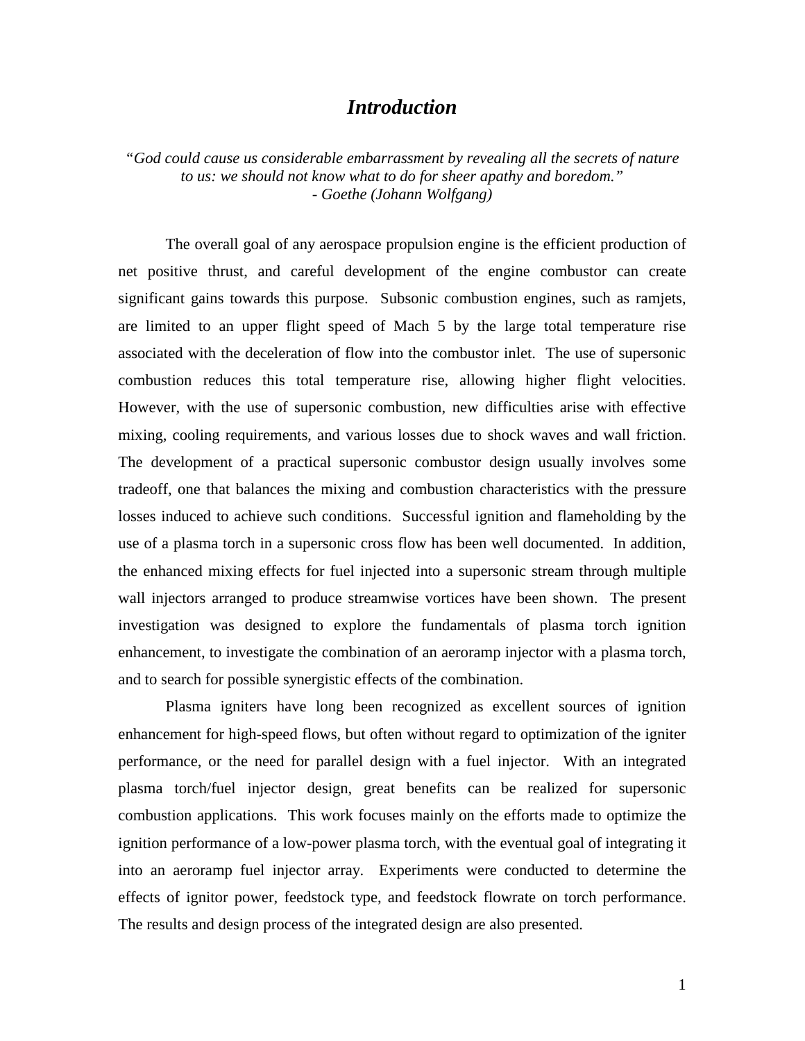# *Introduction*

*"God could cause us considerable embarrassment by revealing all the secrets of nature to us: we should not know what to do for sheer apathy and boredom."*
*- Goethe (Johann Wolfgang)*

The overall goal of any aerospace propulsion engine is the efficient production of net positive thrust, and careful development of the engine combustor can create significant gains towards this purpose. Subsonic combustion engines, such as ramjets, are limited to an upper flight speed of Mach 5 by the large total temperature rise associated with the deceleration of flow into the combustor inlet. The use of supersonic combustion reduces this total temperature rise, allowing higher flight velocities. However, with the use of supersonic combustion, new difficulties arise with effective mixing, cooling requirements, and various losses due to shock waves and wall friction. The development of a practical supersonic combustor design usually involves some tradeoff, one that balances the mixing and combustion characteristics with the pressure losses induced to achieve such conditions. Successful ignition and flameholding by the use of a plasma torch in a supersonic cross flow has been well documented. In addition, the enhanced mixing effects for fuel injected into a supersonic stream through multiple wall injectors arranged to produce streamwise vortices have been shown. The present investigation was designed to explore the fundamentals of plasma torch ignition enhancement, to investigate the combination of an aeroramp injector with a plasma torch, and to search for possible synergistic effects of the combination.

Plasma igniters have long been recognized as excellent sources of ignition enhancement for high-speed flows, but often without regard to optimization of the igniter performance, or the need for parallel design with a fuel injector. With an integrated plasma torch/fuel injector design, great benefits can be realized for supersonic combustion applications. This work focuses mainly on the efforts made to optimize the ignition performance of a low-power plasma torch, with the eventual goal of integrating it into an aeroramp fuel injector array. Experiments were conducted to determine the effects of ignitor power, feedstock type, and feedstock flowrate on torch performance. The results and design process of the integrated design are also presented.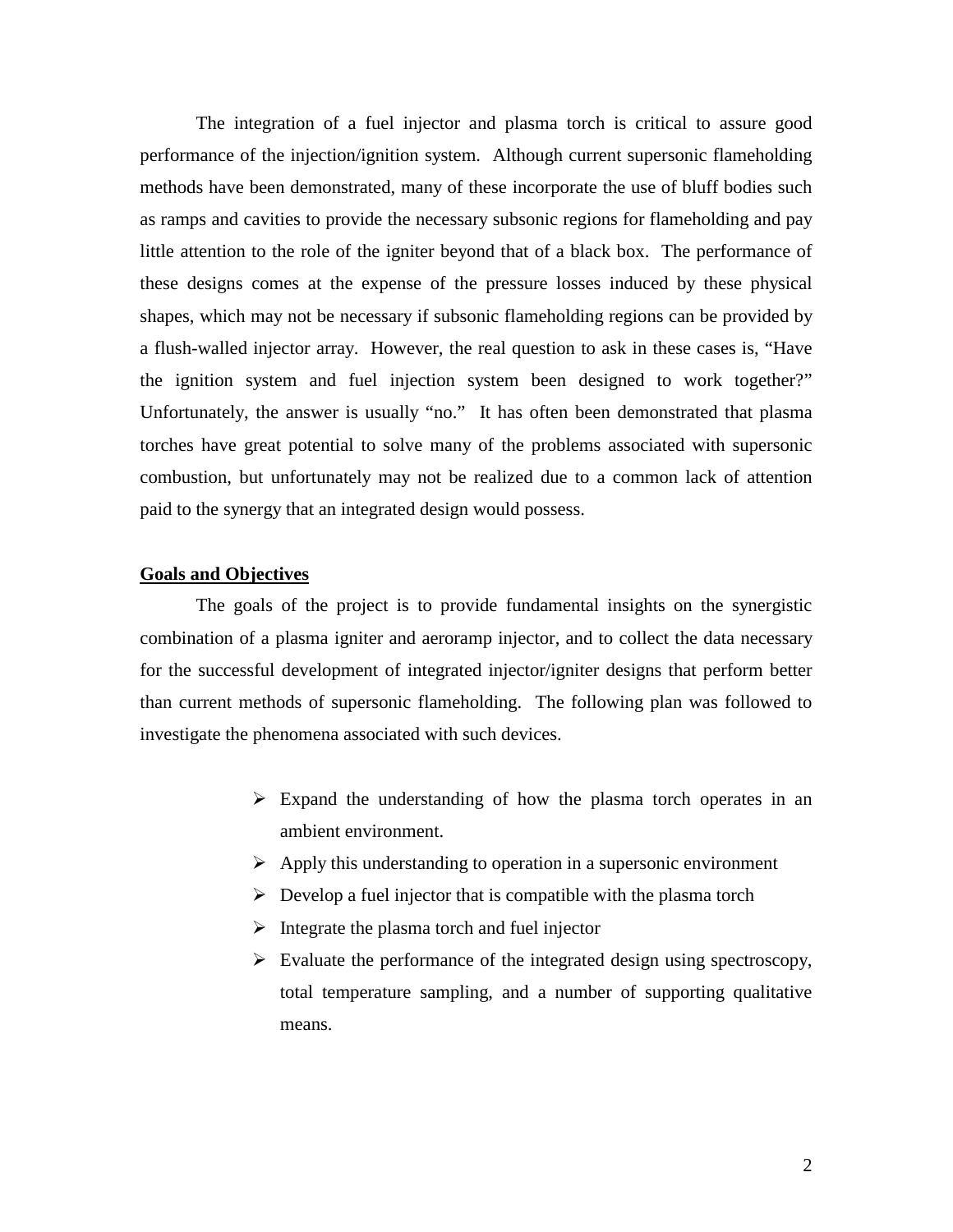The integration of a fuel injector and plasma torch is critical to assure good performance of the injection/ignition system. Although current supersonic flameholding methods have been demonstrated, many of these incorporate the use of bluff bodies such as ramps and cavities to provide the necessary subsonic regions for flameholding and pay little attention to the role of the igniter beyond that of a black box. The performance of these designs comes at the expense of the pressure losses induced by these physical shapes, which may not be necessary if subsonic flameholding regions can be provided by a flush-walled injector array. However, the real question to ask in these cases is, "Have the ignition system and fuel injection system been designed to work together?" Unfortunately, the answer is usually "no." It has often been demonstrated that plasma torches have great potential to solve many of the problems associated with supersonic combustion, but unfortunately may not be realized due to a common lack of attention paid to the synergy that an integrated design would possess.

## Goals and Objectives

The goals of the project is to provide fundamental insights on the synergistic combination of a plasma igniter and aeroramp injector, and to collect the data necessary for the successful development of integrated injector/igniter designs that perform better than current methods of supersonic flameholding. The following plan was followed to investigate the phenomena associated with such devices.

- Expand the understanding of how the plasma torch operates in an ambient environment.
- Apply this understanding to operation in a supersonic environment
- Develop a fuel injector that is compatible with the plasma torch
- Integrate the plasma torch and fuel injector
- Evaluate the performance of the integrated design using spectroscopy, total temperature sampling, and a number of supporting qualitative means.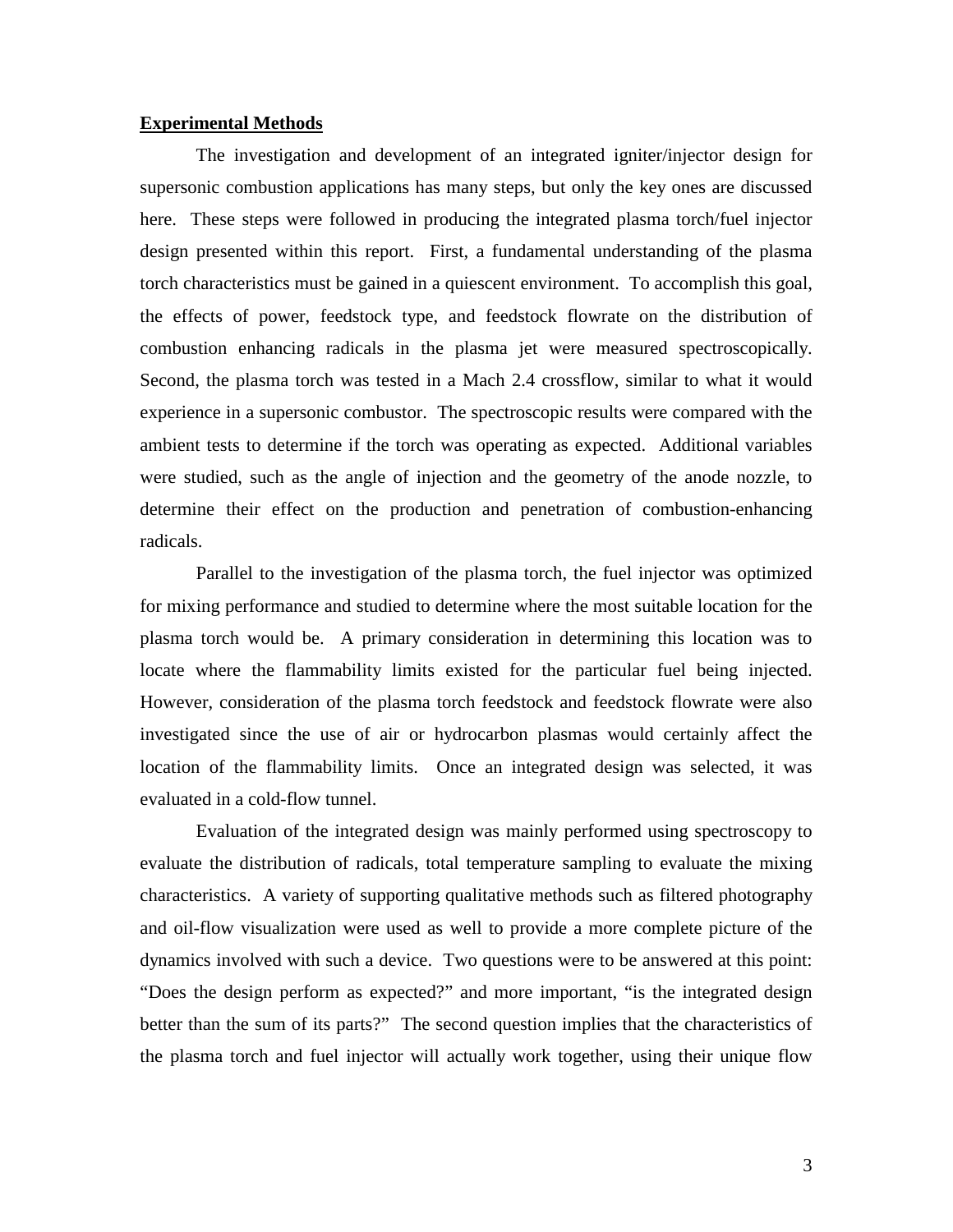**Experimental Methods**

The investigation and development of an integrated igniter/injector design for supersonic combustion applications has many steps, but only the key ones are discussed here. These steps were followed in producing the integrated plasma torch/fuel injector design presented within this report. First, a fundamental understanding of the plasma torch characteristics must be gained in a quiescent environment. To accomplish this goal, the effects of power, feedstock type, and feedstock flowrate on the distribution of combustion enhancing radicals in the plasma jet were measured spectroscopically. Second, the plasma torch was tested in a Mach 2.4 crossflow, similar to what it would experience in a supersonic combustor. The spectroscopic results were compared with the ambient tests to determine if the torch was operating as expected. Additional variables were studied, such as the angle of injection and the geometry of the anode nozzle, to determine their effect on the production and penetration of combustion-enhancing radicals.

Parallel to the investigation of the plasma torch, the fuel injector was optimized for mixing performance and studied to determine where the most suitable location for the plasma torch would be. A primary consideration in determining this location was to locate where the flammability limits existed for the particular fuel being injected. However, consideration of the plasma torch feedstock and feedstock flowrate were also investigated since the use of air or hydrocarbon plasmas would certainly affect the location of the flammability limits. Once an integrated design was selected, it was evaluated in a cold-flow tunnel.

Evaluation of the integrated design was mainly performed using spectroscopy to evaluate the distribution of radicals, total temperature sampling to evaluate the mixing characteristics. A variety of supporting qualitative methods such as filtered photography and oil-flow visualization were used as well to provide a more complete picture of the dynamics involved with such a device. Two questions were to be answered at this point: “Does the design perform as expected?” and more important, “is the integrated design better than the sum of its parts?” The second question implies that the characteristics of the plasma torch and fuel injector will actually work together, using their unique flow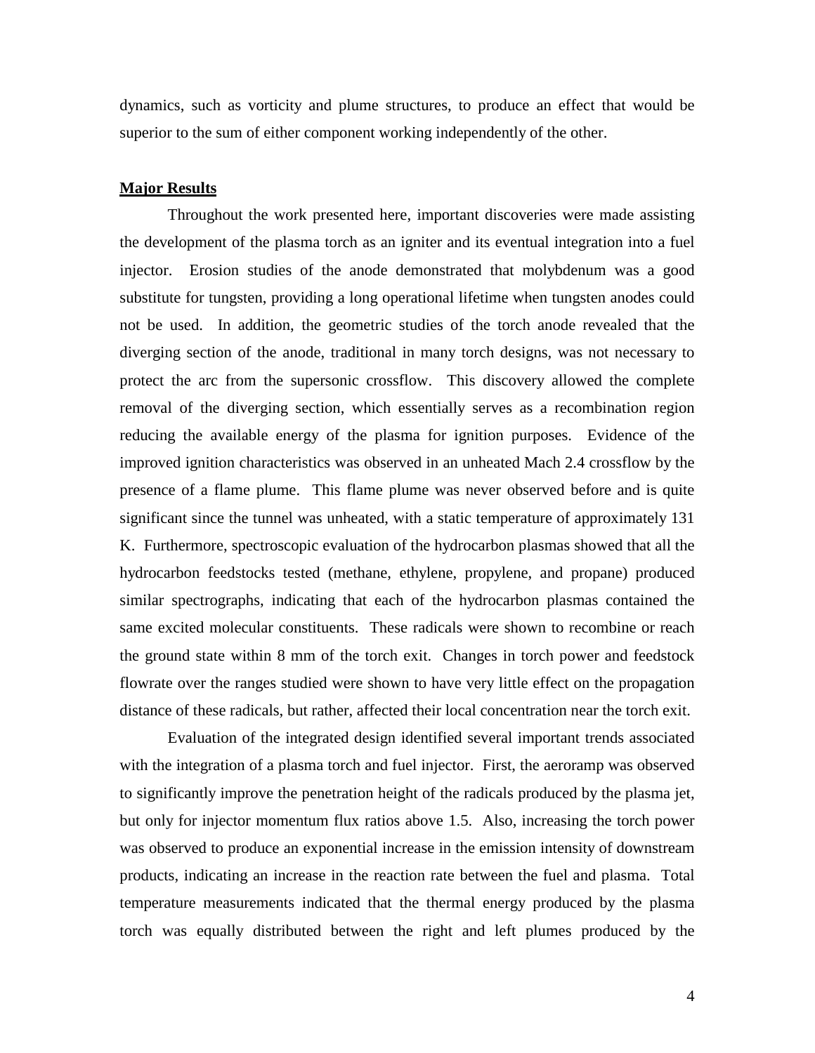dynamics, such as vorticity and plume structures, to produce an effect that would be superior to the sum of either component working independently of the other.

## Major Results

Throughout the work presented here, important discoveries were made assisting the development of the plasma torch as an igniter and its eventual integration into a fuel injector. Erosion studies of the anode demonstrated that molybdenum was a good substitute for tungsten, providing a long operational lifetime when tungsten anodes could not be used. In addition, the geometric studies of the torch anode revealed that the diverging section of the anode, traditional in many torch designs, was not necessary to protect the arc from the supersonic crossflow. This discovery allowed the complete removal of the diverging section, which essentially serves as a recombination region reducing the available energy of the plasma for ignition purposes. Evidence of the improved ignition characteristics was observed in an unheated Mach 2.4 crossflow by the presence of a flame plume. This flame plume was never observed before and is quite significant since the tunnel was unheated, with a static temperature of approximately 131 K. Furthermore, spectroscopic evaluation of the hydrocarbon plasmas showed that all the hydrocarbon feedstocks tested (methane, ethylene, propylene, and propane) produced similar spectrographs, indicating that each of the hydrocarbon plasmas contained the same excited molecular constituents. These radicals were shown to recombine or reach the ground state within 8 mm of the torch exit. Changes in torch power and feedstock flowrate over the ranges studied were shown to have very little effect on the propagation distance of these radicals, but rather, affected their local concentration near the torch exit.

Evaluation of the integrated design identified several important trends associated with the integration of a plasma torch and fuel injector. First, the aeroramp was observed to significantly improve the penetration height of the radicals produced by the plasma jet, but only for injector momentum flux ratios above 1.5. Also, increasing the torch power was observed to produce an exponential increase in the emission intensity of downstream products, indicating an increase in the reaction rate between the fuel and plasma. Total temperature measurements indicated that the thermal energy produced by the plasma torch was equally distributed between the right and left plumes produced by the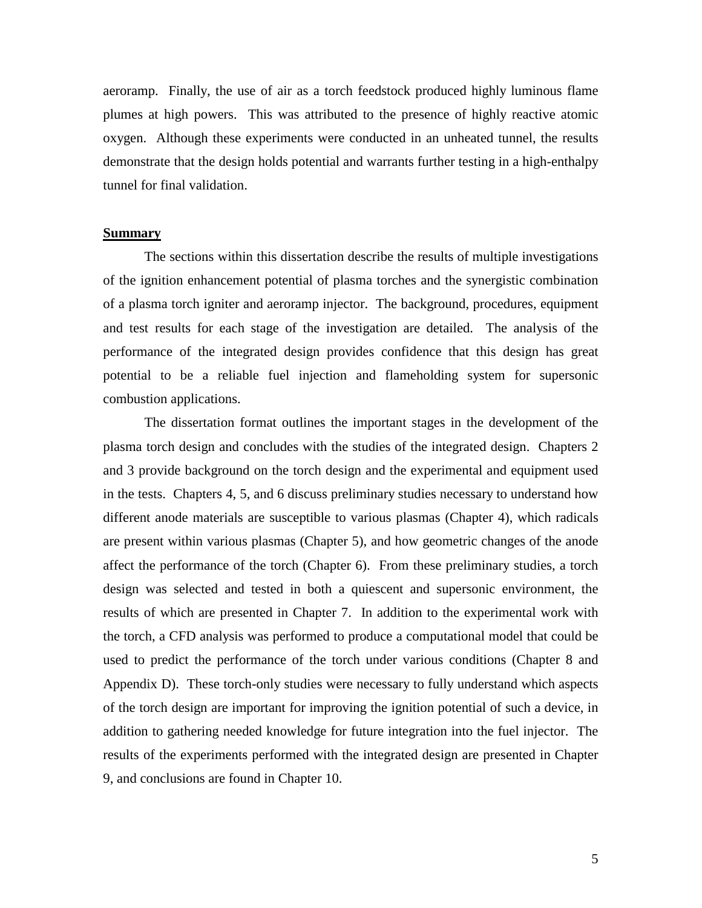aeroramp. Finally, the use of air as a torch feedstock produced highly luminous flame plumes at high powers. This was attributed to the presence of highly reactive atomic oxygen. Although these experiments were conducted in an unheated tunnel, the results demonstrate that the design holds potential and warrants further testing in a high-enthalpy tunnel for final validation.

## Summary

The sections within this dissertation describe the results of multiple investigations of the ignition enhancement potential of plasma torches and the synergistic combination of a plasma torch igniter and aeroramp injector. The background, procedures, equipment and test results for each stage of the investigation are detailed. The analysis of the performance of the integrated design provides confidence that this design has great potential to be a reliable fuel injection and flameholding system for supersonic combustion applications.

The dissertation format outlines the important stages in the development of the plasma torch design and concludes with the studies of the integrated design. Chapters 2 and 3 provide background on the torch design and the experimental and equipment used in the tests. Chapters 4, 5, and 6 discuss preliminary studies necessary to understand how different anode materials are susceptible to various plasmas (Chapter 4), which radicals are present within various plasmas (Chapter 5), and how geometric changes of the anode affect the performance of the torch (Chapter 6). From these preliminary studies, a torch design was selected and tested in both a quiescent and supersonic environment, the results of which are presented in Chapter 7. In addition to the experimental work with the torch, a CFD analysis was performed to produce a computational model that could be used to predict the performance of the torch under various conditions (Chapter 8 and Appendix D). These torch-only studies were necessary to fully understand which aspects of the torch design are important for improving the ignition potential of such a device, in addition to gathering needed knowledge for future integration into the fuel injector. The results of the experiments performed with the integrated design are presented in Chapter 9, and conclusions are found in Chapter 10.